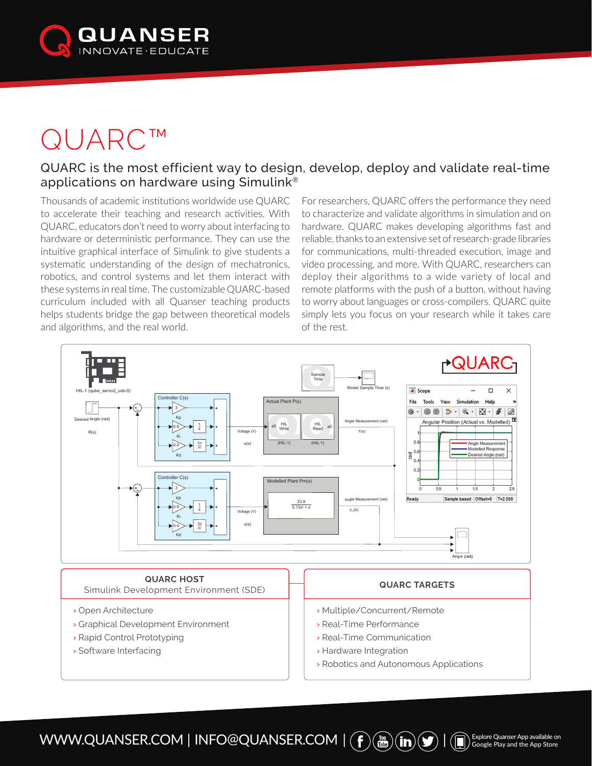# QUARC™

## QUARC is the most efficient way to design, develop, deploy and validate real-time applications on hardware using Simulink®

Thousands of academic institutions worldwide use QUARC to accelerate their teaching and research activities. With QUARC, educators don't need to worry about interfacing to hardware or deterministic performance. They can use the intuitive graphical interface of Simulink to give students a systematic understanding of the design of mechatronics, robotics, and control systems and let them interact with these systems in real time. The customizable QUARC-based curriculum included with all Quanser teaching products helps students bridge the gap between theoretical models and algorithms, and the real world.

For researchers, QUARC offers the performance they need to characterize and validate algorithms in simulation and on hardware. QUARC makes developing algorithms fast and reliable, thanks to an extensive set of research-grade libraries for communications, multi-threaded execution, image and video processing, and more. With QUARC, researchers can deploy their algorithms to a wide variety of local and remote platforms with the push of a button, without having to worry about languages or cross-compilers. QUARC quite simply lets you focus on your research while it takes care of the rest.

### QUARC HOST
Simulink Development Environment (SDE)

- Open Architecture
- Graphical Development Environment
- Rapid Control Prototyping
- Software Interfacing

### QUARC TARGETS

- Multiple/Concurrent/Remote
- Real-Time Performance
- Real-Time Communication
- Hardware Integration
- Robotics and Autonomous Applications

WWW.QUANSER.COM | INFO@QUANSER.COM | Explore Quanser App available on Google Play and the App Store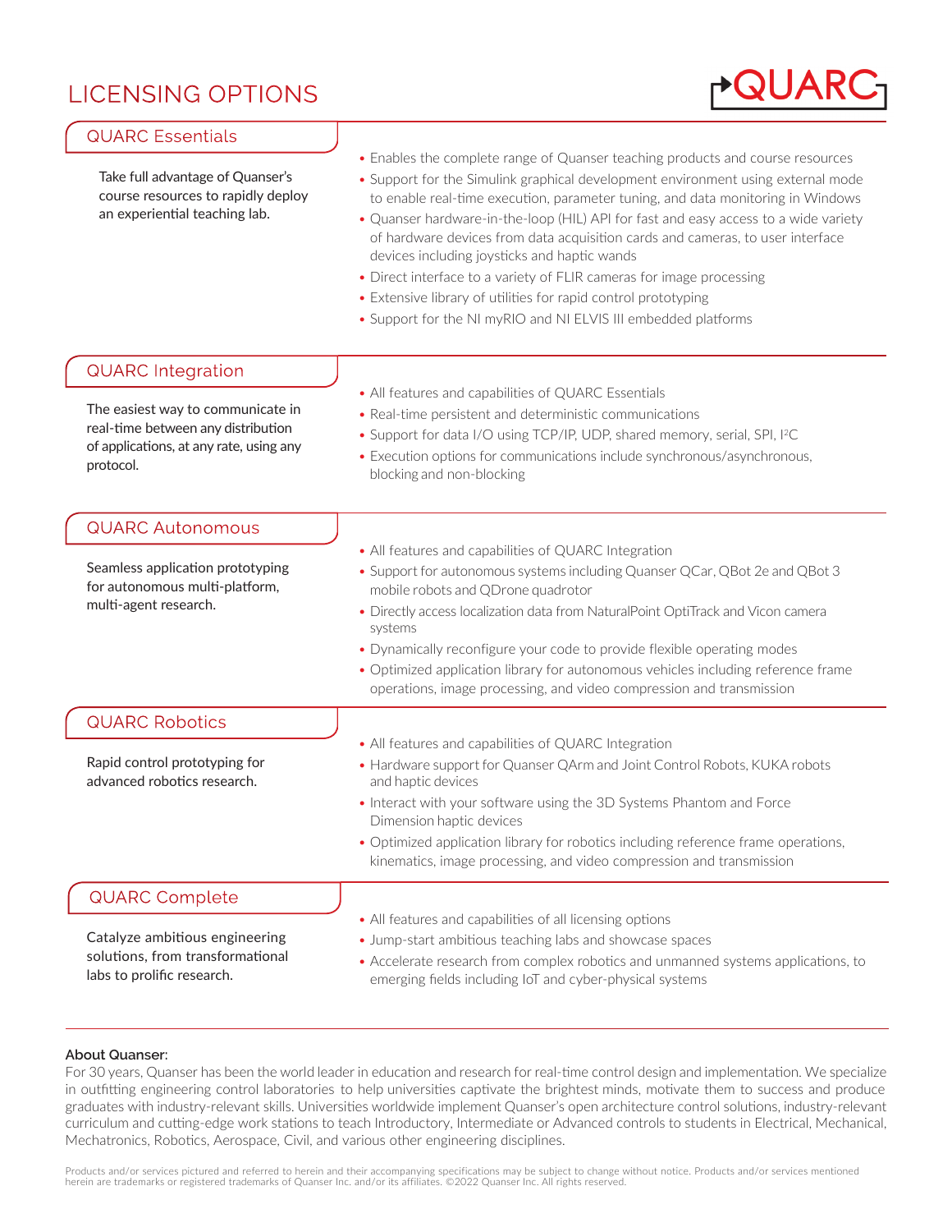# LICENSING OPTIONS

QUARC

## QUARC Essentials

Take full advantage of Quanser's course resources to rapidly deploy an experiential teaching lab.

- Enables the complete range of Quanser teaching products and course resources
- Support for the Simulink graphical development environment using external mode to enable real-time execution, parameter tuning, and data monitoring in Windows
- Quanser hardware-in-the-loop (HIL) API for fast and easy access to a wide variety of hardware devices from data acquisition cards and cameras, to user interface devices including joysticks and haptic wands
- Direct interface to a variety of FLIR cameras for image processing
- Extensive library of utilities for rapid control prototyping
- Support for the NI myRIO and NI ELVIS III embedded platforms

## QUARC Integration

The easiest way to communicate in real-time between any distribution of applications, at any rate, using any protocol.

- All features and capabilities of QUARC Essentials
- Real-time persistent and deterministic communications
- Support for data I/O using TCP/IP, UDP, shared memory, serial, SPI, I²C
- Execution options for communications include synchronous/asynchronous, blocking and non-blocking

## QUARC Autonomous

Seamless application prototyping for autonomous multi-platform, multi-agent research.

- All features and capabilities of QUARC Integration
- Support for autonomous systems including Quanser QCar, QBot 2e and QBot 3 mobile robots and QDrone quadrotor
- Directly access localization data from NaturalPoint OptiTrack and Vicon camera systems
- Dynamically reconfigure your code to provide flexible operating modes
- Optimized application library for autonomous vehicles including reference frame operations, image processing, and video compression and transmission

## QUARC Robotics

Rapid control prototyping for advanced robotics research.

- All features and capabilities of QUARC Integration
- Hardware support for Quanser QArm and Joint Control Robots, KUKA robots and haptic devices
- Interact with your software using the 3D Systems Phantom and Force Dimension haptic devices
- Optimized application library for robotics including reference frame operations, kinematics, image processing, and video compression and transmission

## QUARC Complete

Catalyze ambitious engineering solutions, from transformational labs to prolific research.

- All features and capabilities of all licensing options
- Jump-start ambitious teaching labs and showcase spaces
- Accelerate research from complex robotics and unmanned systems applications, to emerging fields including IoT and cyber-physical systems

**About Quanser**:
For 30 years, Quanser has been the world leader in education and research for real-time control design and implementation. We specialize in outfitting engineering control laboratories to help universities captivate the brightest minds, motivate them to success and produce graduates with industry-relevant skills. Universities worldwide implement Quanser's open architecture control solutions, industry-relevant curriculum and cutting-edge work stations to teach Introductory, Intermediate or Advanced controls to students in Electrical, Mechanical, Mechatronics, Robotics, Aerospace, Civil, and various other engineering disciplines.

Products and/or services pictured and referred to herein and their accompanying specifications may be subject to change without notice. Products and/or services mentioned herein are trademarks or registered trademarks of Quanser Inc. and/or its affiliates. ©2022 Quanser Inc. All rights reserved.